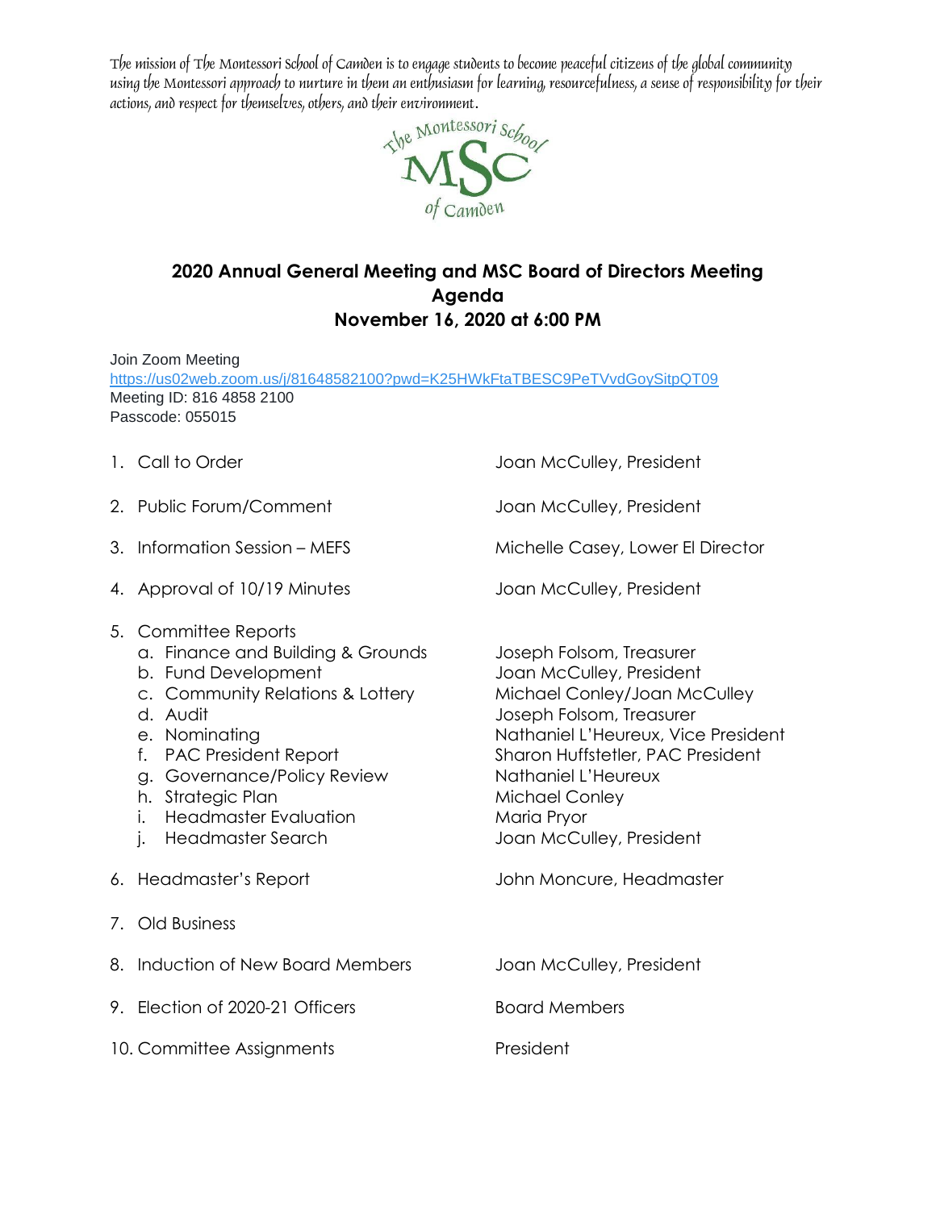*The mission of The Montessori School of Camden is to engage students to become peaceful citizens of the global community using the Montessori approach to nurture in them an enthusiasm for learning, resourcefulness, a sense of responsibility for their actions, and respect for themselves, others, and their environment.*

The Montessori School MSC of Camden

# 2020 Annual General Meeting and MSC Board of Directors Meeting Agenda
## November 16, 2020 at 6:00 PM

Join Zoom Meeting
https://us02web.zoom.us/j/81648582100?pwd=K25HWkFtaTBESC9PeTVvdGoySitpQT09
Meeting ID: 816 4858 2100
Passcode: 055015

1. Call to Order — Joan McCulley, President
2. Public Forum/Comment — Joan McCulley, President
3. Information Session – MEFS — Michelle Casey, Lower El Director
4. Approval of 10/19 Minutes — Joan McCulley, President
5. Committee Reports
   a. Finance and Building & Grounds — Joseph Folsom, Treasurer
   b. Fund Development — Joan McCulley, President
   c. Community Relations & Lottery — Michael Conley/Joan McCulley
   d. Audit — Joseph Folsom, Treasurer
   e. Nominating — Nathaniel L'Heureux, Vice President
   f. PAC President Report — Sharon Huffstetler, PAC President
   g. Governance/Policy Review — Nathaniel L'Heureux
   h. Strategic Plan — Michael Conley
   i. Headmaster Evaluation — Maria Pryor
   j. Headmaster Search — Joan McCulley, President
6. Headmaster's Report — John Moncure, Headmaster
7. Old Business
8. Induction of New Board Members — Joan McCulley, President
9. Election of 2020-21 Officers — Board Members
10. Committee Assignments — President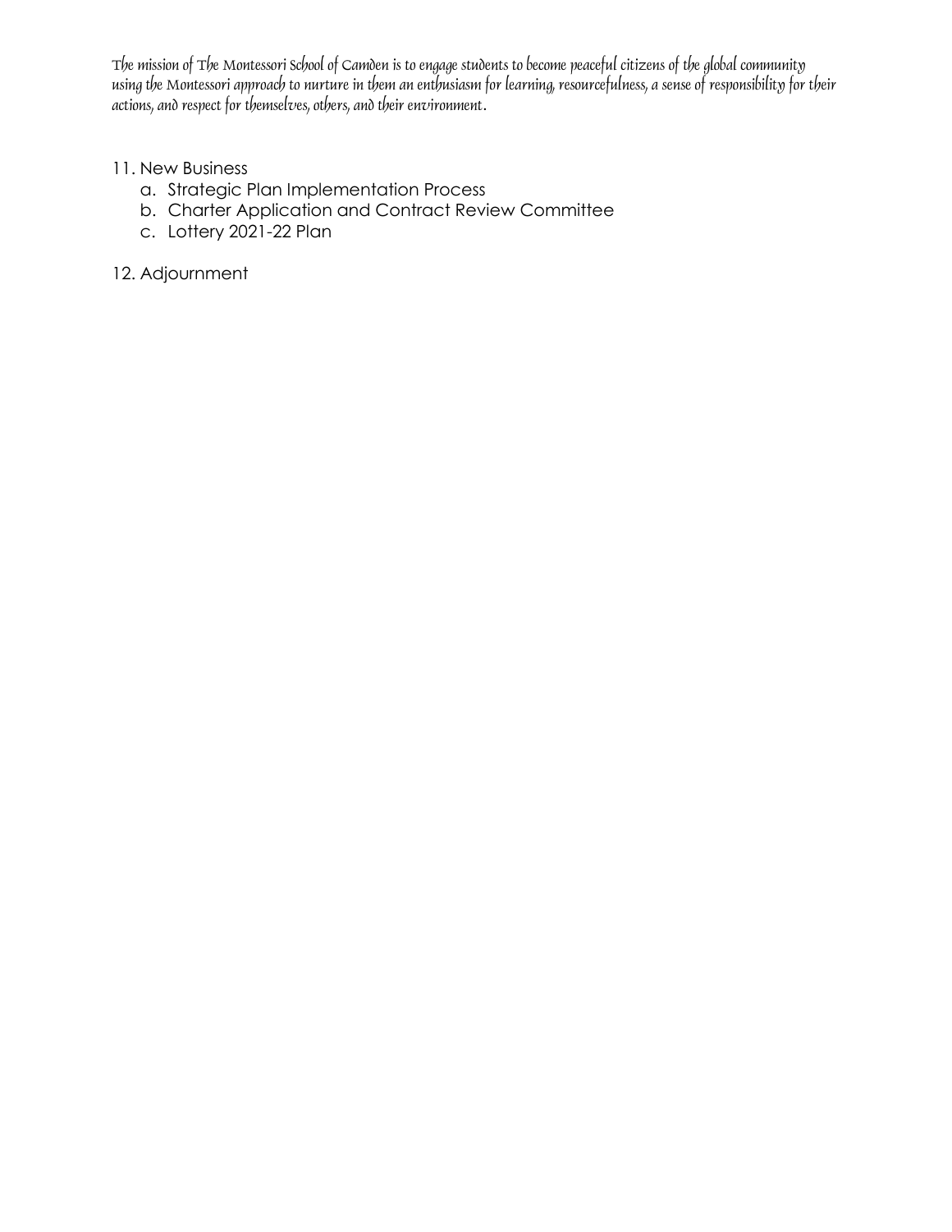11. New Business
    a. Strategic Plan Implementation Process
    b. Charter Application and Contract Review Committee
    c. Lottery 2021-22 Plan

12. Adjournment